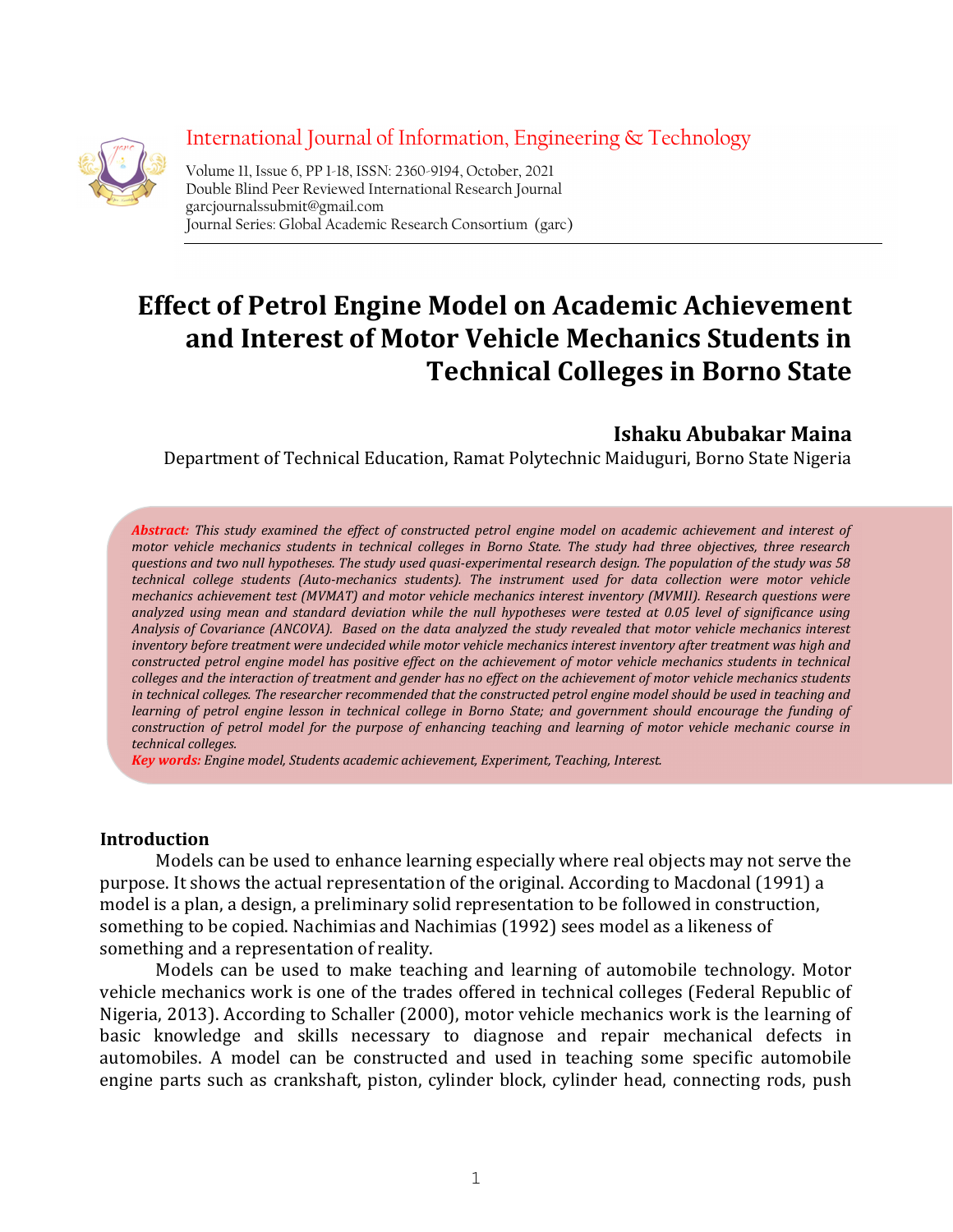International Journal of Information, Engineering & Technology

Volume 11, Issue 6, PP 1-18, ISSN: 2360-9194, October, 2021
Double Blind Peer Reviewed International Research Journal
garcjournalssubmit@gmail.com
Journal Series: Global Academic Research Consortium (garc)

# Effect of Petrol Engine Model on Academic Achievement and Interest of Motor Vehicle Mechanics Students in Technical Colleges in Borno State

**Ishaku Abubakar Maina**

Department of Technical Education, Ramat Polytechnic Maiduguri, Borno State Nigeria

***Abstract:*** *This study examined the effect of constructed petrol engine model on academic achievement and interest of motor vehicle mechanics students in technical colleges in Borno State. The study had three objectives, three research questions and two null hypotheses. The study used quasi-experimental research design. The population of the study was 58 technical college students (Auto-mechanics students). The instrument used for data collection were motor vehicle mechanics achievement test (MVMAT) and motor vehicle mechanics interest inventory (MVMII). Research questions were analyzed using mean and standard deviation while the null hypotheses were tested at 0.05 level of significance using Analysis of Covariance (ANCOVA). Based on the data analyzed the study revealed that motor vehicle mechanics interest inventory before treatment were undecided while motor vehicle mechanics interest inventory after treatment was high and constructed petrol engine model has positive effect on the achievement of motor vehicle mechanics students in technical colleges and the interaction of treatment and gender has no effect on the achievement of motor vehicle mechanics students in technical colleges. The researcher recommended that the constructed petrol engine model should be used in teaching and learning of petrol engine lesson in technical college in Borno State; and government should encourage the funding of construction of petrol model for the purpose of enhancing teaching and learning of motor vehicle mechanic course in technical colleges.*

***Key words:*** *Engine model, Students academic achievement, Experiment, Teaching, Interest.*

## Introduction

Models can be used to enhance learning especially where real objects may not serve the purpose. It shows the actual representation of the original. According to Macdonal (1991) a model is a plan, a design, a preliminary solid representation to be followed in construction, something to be copied. Nachimias and Nachimias (1992) sees model as a likeness of something and a representation of reality.

Models can be used to make teaching and learning of automobile technology. Motor vehicle mechanics work is one of the trades offered in technical colleges (Federal Republic of Nigeria, 2013). According to Schaller (2000), motor vehicle mechanics work is the learning of basic knowledge and skills necessary to diagnose and repair mechanical defects in automobiles. A model can be constructed and used in teaching some specific automobile engine parts such as crankshaft, piston, cylinder block, cylinder head, connecting rods, push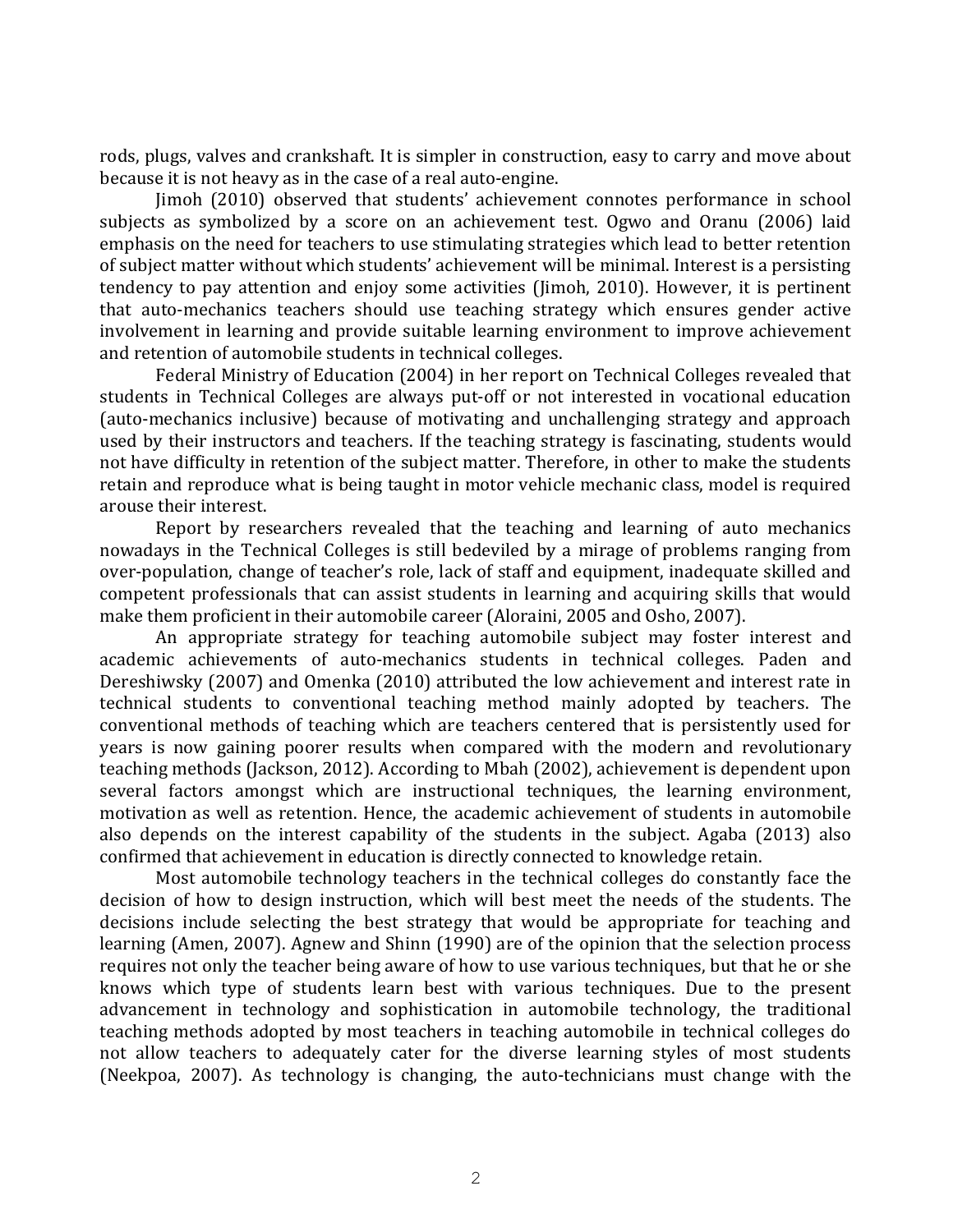rods, plugs, valves and crankshaft. It is simpler in construction, easy to carry and move about because it is not heavy as in the case of a real auto-engine.

Jimoh (2010) observed that students' achievement connotes performance in school subjects as symbolized by a score on an achievement test. Ogwo and Oranu (2006) laid emphasis on the need for teachers to use stimulating strategies which lead to better retention of subject matter without which students' achievement will be minimal. Interest is a persisting tendency to pay attention and enjoy some activities (Jimoh, 2010). However, it is pertinent that auto-mechanics teachers should use teaching strategy which ensures gender active involvement in learning and provide suitable learning environment to improve achievement and retention of automobile students in technical colleges.

Federal Ministry of Education (2004) in her report on Technical Colleges revealed that students in Technical Colleges are always put-off or not interested in vocational education (auto-mechanics inclusive) because of motivating and unchallenging strategy and approach used by their instructors and teachers. If the teaching strategy is fascinating, students would not have difficulty in retention of the subject matter. Therefore, in other to make the students retain and reproduce what is being taught in motor vehicle mechanic class, model is required arouse their interest.

Report by researchers revealed that the teaching and learning of auto mechanics nowadays in the Technical Colleges is still bedeviled by a mirage of problems ranging from over-population, change of teacher's role, lack of staff and equipment, inadequate skilled and competent professionals that can assist students in learning and acquiring skills that would make them proficient in their automobile career (Aloraini, 2005 and Osho, 2007).

An appropriate strategy for teaching automobile subject may foster interest and academic achievements of auto-mechanics students in technical colleges. Paden and Dereshiwsky (2007) and Omenka (2010) attributed the low achievement and interest rate in technical students to conventional teaching method mainly adopted by teachers. The conventional methods of teaching which are teachers centered that is persistently used for years is now gaining poorer results when compared with the modern and revolutionary teaching methods (Jackson, 2012). According to Mbah (2002), achievement is dependent upon several factors amongst which are instructional techniques, the learning environment, motivation as well as retention. Hence, the academic achievement of students in automobile also depends on the interest capability of the students in the subject. Agaba (2013) also confirmed that achievement in education is directly connected to knowledge retain.

Most automobile technology teachers in the technical colleges do constantly face the decision of how to design instruction, which will best meet the needs of the students. The decisions include selecting the best strategy that would be appropriate for teaching and learning (Amen, 2007). Agnew and Shinn (1990) are of the opinion that the selection process requires not only the teacher being aware of how to use various techniques, but that he or she knows which type of students learn best with various techniques. Due to the present advancement in technology and sophistication in automobile technology, the traditional teaching methods adopted by most teachers in teaching automobile in technical colleges do not allow teachers to adequately cater for the diverse learning styles of most students (Neekpoa, 2007). As technology is changing, the auto-technicians must change with the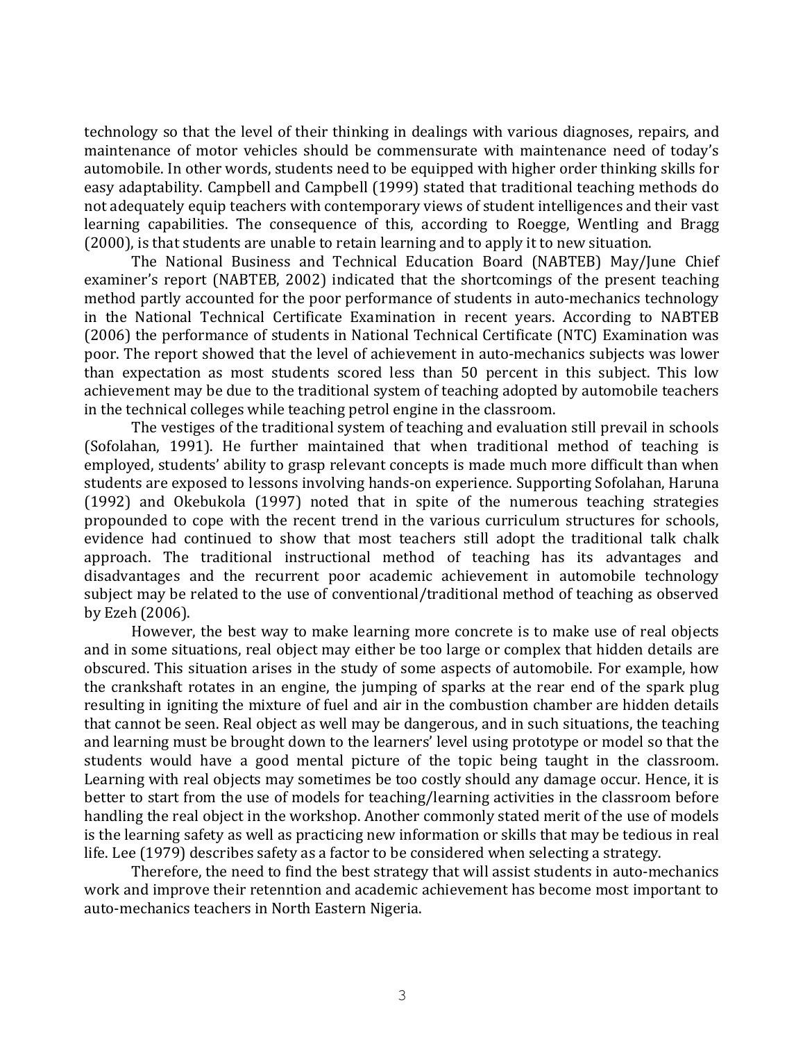technology so that the level of their thinking in dealings with various diagnoses, repairs, and maintenance of motor vehicles should be commensurate with maintenance need of today's automobile. In other words, students need to be equipped with higher order thinking skills for easy adaptability. Campbell and Campbell (1999) stated that traditional teaching methods do not adequately equip teachers with contemporary views of student intelligences and their vast learning capabilities. The consequence of this, according to Roegge, Wentling and Bragg (2000), is that students are unable to retain learning and to apply it to new situation.

The National Business and Technical Education Board (NABTEB) May/June Chief examiner's report (NABTEB, 2002) indicated that the shortcomings of the present teaching method partly accounted for the poor performance of students in auto-mechanics technology in the National Technical Certificate Examination in recent years. According to NABTEB (2006) the performance of students in National Technical Certificate (NTC) Examination was poor. The report showed that the level of achievement in auto-mechanics subjects was lower than expectation as most students scored less than 50 percent in this subject. This low achievement may be due to the traditional system of teaching adopted by automobile teachers in the technical colleges while teaching petrol engine in the classroom.

The vestiges of the traditional system of teaching and evaluation still prevail in schools (Sofolahan, 1991). He further maintained that when traditional method of teaching is employed, students' ability to grasp relevant concepts is made much more difficult than when students are exposed to lessons involving hands-on experience. Supporting Sofolahan, Haruna (1992) and Okebukola (1997) noted that in spite of the numerous teaching strategies propounded to cope with the recent trend in the various curriculum structures for schools, evidence had continued to show that most teachers still adopt the traditional talk chalk approach. The traditional instructional method of teaching has its advantages and disadvantages and the recurrent poor academic achievement in automobile technology subject may be related to the use of conventional/traditional method of teaching as observed by Ezeh (2006).

However, the best way to make learning more concrete is to make use of real objects and in some situations, real object may either be too large or complex that hidden details are obscured. This situation arises in the study of some aspects of automobile. For example, how the crankshaft rotates in an engine, the jumping of sparks at the rear end of the spark plug resulting in igniting the mixture of fuel and air in the combustion chamber are hidden details that cannot be seen. Real object as well may be dangerous, and in such situations, the teaching and learning must be brought down to the learners' level using prototype or model so that the students would have a good mental picture of the topic being taught in the classroom. Learning with real objects may sometimes be too costly should any damage occur. Hence, it is better to start from the use of models for teaching/learning activities in the classroom before handling the real object in the workshop. Another commonly stated merit of the use of models is the learning safety as well as practicing new information or skills that may be tedious in real life. Lee (1979) describes safety as a factor to be considered when selecting a strategy.

Therefore, the need to find the best strategy that will assist students in auto-mechanics work and improve their retenntion and academic achievement has become most important to auto-mechanics teachers in North Eastern Nigeria.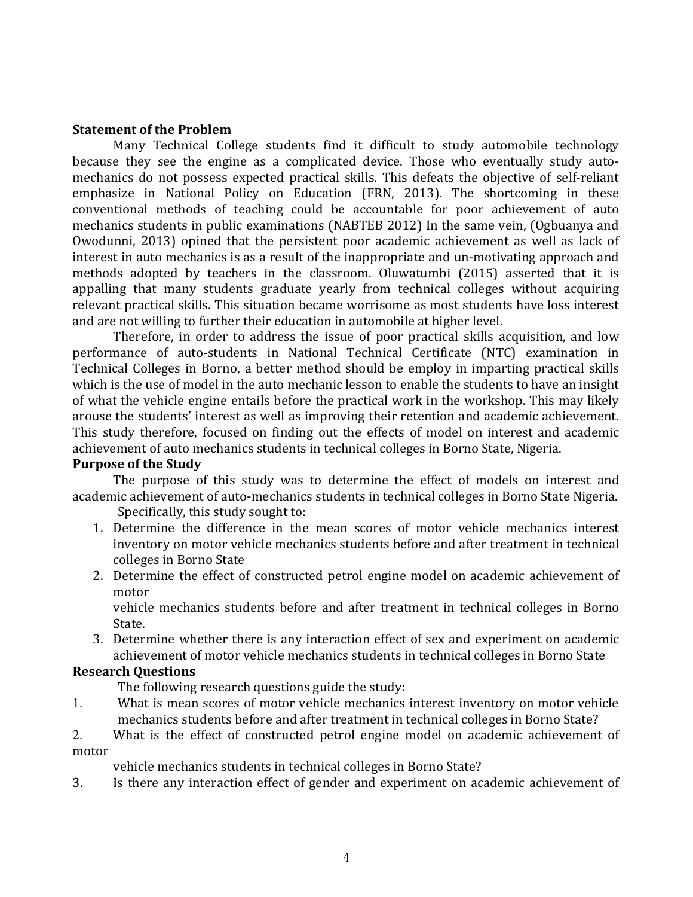**Statement of the Problem**

Many Technical College students find it difficult to study automobile technology because they see the engine as a complicated device. Those who eventually study auto-mechanics do not possess expected practical skills. This defeats the objective of self-reliant emphasize in National Policy on Education (FRN, 2013). The shortcoming in these conventional methods of teaching could be accountable for poor achievement of auto mechanics students in public examinations (NABTEB 2012) In the same vein, (Ogbuanya and Owodunni, 2013) opined that the persistent poor academic achievement as well as lack of interest in auto mechanics is as a result of the inappropriate and un-motivating approach and methods adopted by teachers in the classroom. Oluwatumbi (2015) asserted that it is appalling that many students graduate yearly from technical colleges without acquiring relevant practical skills. This situation became worrisome as most students have loss interest and are not willing to further their education in automobile at higher level.

Therefore, in order to address the issue of poor practical skills acquisition, and low performance of auto-students in National Technical Certificate (NTC) examination in Technical Colleges in Borno, a better method should be employ in imparting practical skills which is the use of model in the auto mechanic lesson to enable the students to have an insight of what the vehicle engine entails before the practical work in the workshop. This may likely arouse the students' interest as well as improving their retention and academic achievement. This study therefore, focused on finding out the effects of model on interest and academic achievement of auto mechanics students in technical colleges in Borno State, Nigeria.

**Purpose of the Study**

The purpose of this study was to determine the effect of models on interest and academic achievement of auto-mechanics students in technical colleges in Borno State Nigeria.

Specifically, this study sought to:

1. Determine the difference in the mean scores of motor vehicle mechanics interest inventory on motor vehicle mechanics students before and after treatment in technical colleges in Borno State
2. Determine the effect of constructed petrol engine model on academic achievement of motor vehicle mechanics students before and after treatment in technical colleges in Borno State.
3. Determine whether there is any interaction effect of sex and experiment on academic achievement of motor vehicle mechanics students in technical colleges in Borno State

**Research Questions**

The following research questions guide the study:

1. What is mean scores of motor vehicle mechanics interest inventory on motor vehicle mechanics students before and after treatment in technical colleges in Borno State?
2. What is the effect of constructed petrol engine model on academic achievement of motor vehicle mechanics students in technical colleges in Borno State?
3. Is there any interaction effect of gender and experiment on academic achievement of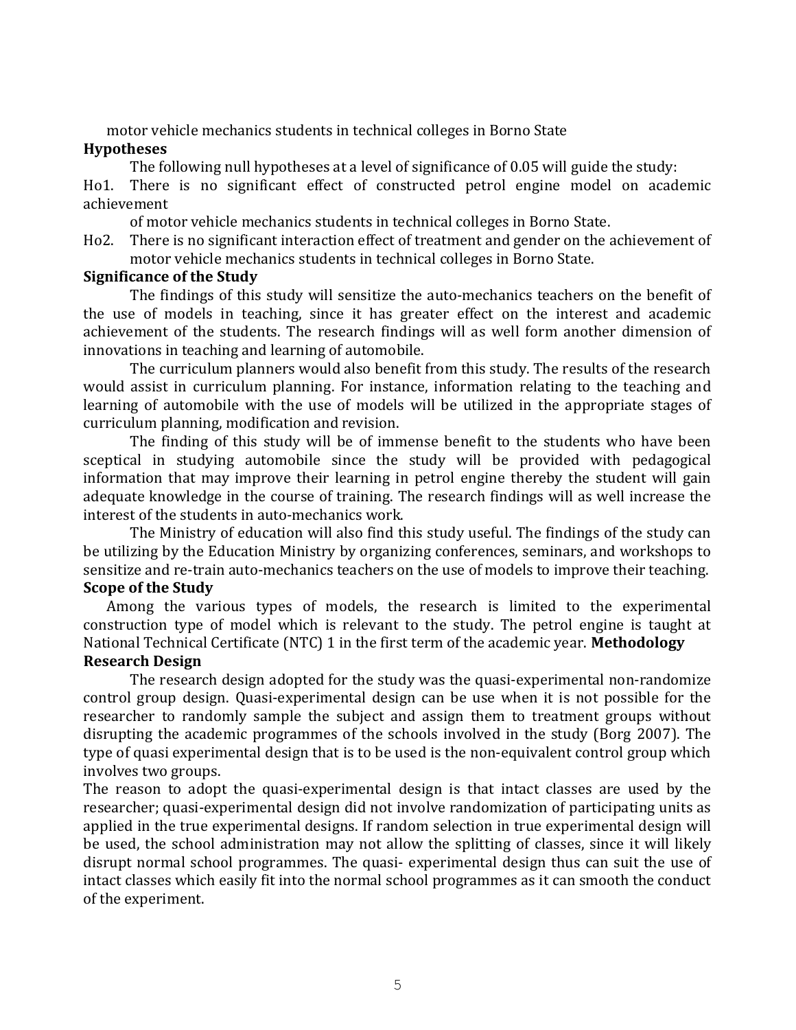motor vehicle mechanics students in technical colleges in Borno State

**Hypotheses**

The following null hypotheses at a level of significance of 0.05 will guide the study:

Ho1. There is no significant effect of constructed petrol engine model on academic achievement of motor vehicle mechanics students in technical colleges in Borno State.

Ho2. There is no significant interaction effect of treatment and gender on the achievement of motor vehicle mechanics students in technical colleges in Borno State.

**Significance of the Study**

The findings of this study will sensitize the auto-mechanics teachers on the benefit of the use of models in teaching, since it has greater effect on the interest and academic achievement of the students. The research findings will as well form another dimension of innovations in teaching and learning of automobile.

The curriculum planners would also benefit from this study. The results of the research would assist in curriculum planning. For instance, information relating to the teaching and learning of automobile with the use of models will be utilized in the appropriate stages of curriculum planning, modification and revision.

The finding of this study will be of immense benefit to the students who have been sceptical in studying automobile since the study will be provided with pedagogical information that may improve their learning in petrol engine thereby the student will gain adequate knowledge in the course of training. The research findings will as well increase the interest of the students in auto-mechanics work.

The Ministry of education will also find this study useful. The findings of the study can be utilizing by the Education Ministry by organizing conferences, seminars, and workshops to sensitize and re-train auto-mechanics teachers on the use of models to improve their teaching.

**Scope of the Study**

Among the various types of models, the research is limited to the experimental construction type of model which is relevant to the study. The petrol engine is taught at National Technical Certificate (NTC) 1 in the first term of the academic year.

**Methodology**

**Research Design**

The research design adopted for the study was the quasi-experimental non-randomize control group design. Quasi-experimental design can be use when it is not possible for the researcher to randomly sample the subject and assign them to treatment groups without disrupting the academic programmes of the schools involved in the study (Borg 2007). The type of quasi experimental design that is to be used is the non-equivalent control group which involves two groups.

The reason to adopt the quasi-experimental design is that intact classes are used by the researcher; quasi-experimental design did not involve randomization of participating units as applied in the true experimental designs. If random selection in true experimental design will be used, the school administration may not allow the splitting of classes, since it will likely disrupt normal school programmes. The quasi- experimental design thus can suit the use of intact classes which easily fit into the normal school programmes as it can smooth the conduct of the experiment.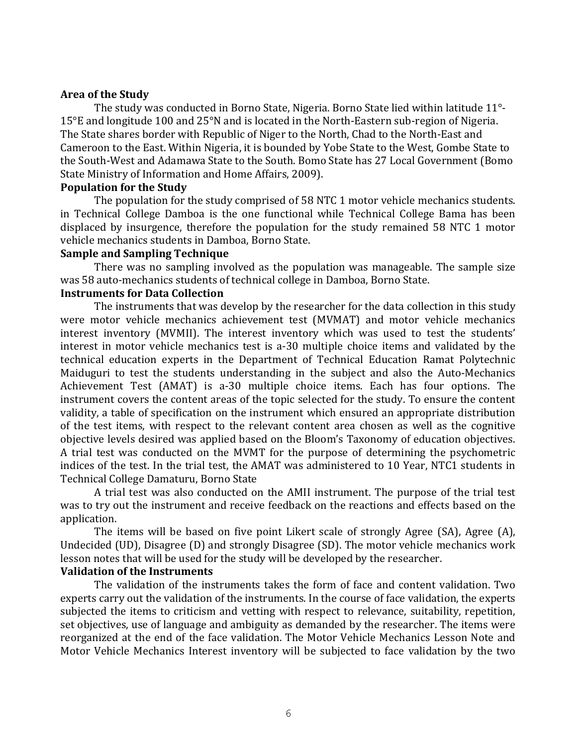**Area of the Study**

The study was conducted in Borno State, Nigeria. Borno State lied within latitude 11°-15°E and longitude 100 and 25°N and is located in the North-Eastern sub-region of Nigeria. The State shares border with Republic of Niger to the North, Chad to the North-East and Cameroon to the East. Within Nigeria, it is bounded by Yobe State to the West, Gombe State to the South-West and Adamawa State to the South. Bomo State has 27 Local Government (Bomo State Ministry of Information and Home Affairs, 2009).

**Population for the Study**

The population for the study comprised of 58 NTC 1 motor vehicle mechanics students. in Technical College Damboa is the one functional while Technical College Bama has been displaced by insurgence, therefore the population for the study remained 58 NTC 1 motor vehicle mechanics students in Damboa, Borno State.

**Sample and Sampling Technique**

There was no sampling involved as the population was manageable. The sample size was 58 auto-mechanics students of technical college in Damboa, Borno State.

**Instruments for Data Collection**

The instruments that was develop by the researcher for the data collection in this study were motor vehicle mechanics achievement test (MVMAT) and motor vehicle mechanics interest inventory (MVMII). The interest inventory which was used to test the students' interest in motor vehicle mechanics test is a-30 multiple choice items and validated by the technical education experts in the Department of Technical Education Ramat Polytechnic Maiduguri to test the students understanding in the subject and also the Auto-Mechanics Achievement Test (AMAT) is a-30 multiple choice items. Each has four options. The instrument covers the content areas of the topic selected for the study. To ensure the content validity, a table of specification on the instrument which ensured an appropriate distribution of the test items, with respect to the relevant content area chosen as well as the cognitive objective levels desired was applied based on the Bloom's Taxonomy of education objectives. A trial test was conducted on the MVMT for the purpose of determining the psychometric indices of the test. In the trial test, the AMAT was administered to 10 Year, NTC1 students in Technical College Damaturu, Borno State

A trial test was also conducted on the AMII instrument. The purpose of the trial test was to try out the instrument and receive feedback on the reactions and effects based on the application.

The items will be based on five point Likert scale of strongly Agree (SA), Agree (A), Undecided (UD), Disagree (D) and strongly Disagree (SD). The motor vehicle mechanics work lesson notes that will be used for the study will be developed by the researcher.

**Validation of the Instruments**

The validation of the instruments takes the form of face and content validation. Two experts carry out the validation of the instruments. In the course of face validation, the experts subjected the items to criticism and vetting with respect to relevance, suitability, repetition, set objectives, use of language and ambiguity as demanded by the researcher. The items were reorganized at the end of the face validation. The Motor Vehicle Mechanics Lesson Note and Motor Vehicle Mechanics Interest inventory will be subjected to face validation by the two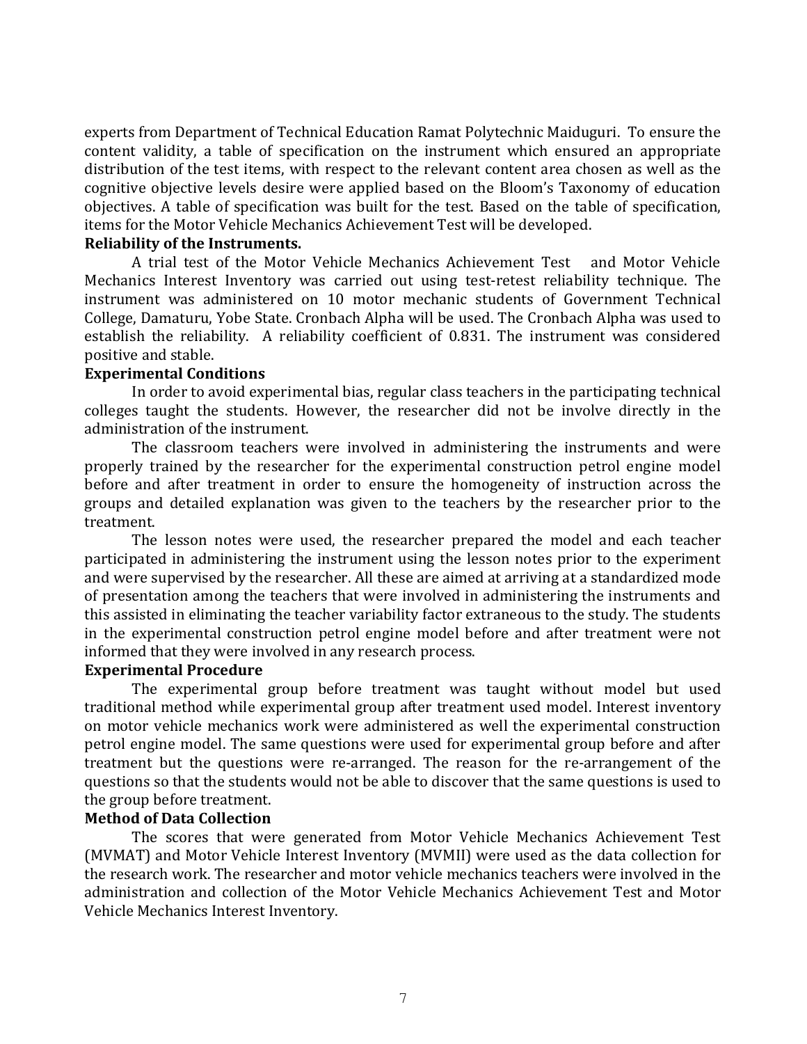experts from Department of Technical Education Ramat Polytechnic Maiduguri. To ensure the content validity, a table of specification on the instrument which ensured an appropriate distribution of the test items, with respect to the relevant content area chosen as well as the cognitive objective levels desire were applied based on the Bloom's Taxonomy of education objectives. A table of specification was built for the test. Based on the table of specification, items for the Motor Vehicle Mechanics Achievement Test will be developed.

**Reliability of the Instruments.**

A trial test of the Motor Vehicle Mechanics Achievement Test and Motor Vehicle Mechanics Interest Inventory was carried out using test-retest reliability technique. The instrument was administered on 10 motor mechanic students of Government Technical College, Damaturu, Yobe State. Cronbach Alpha will be used. The Cronbach Alpha was used to establish the reliability. A reliability coefficient of 0.831. The instrument was considered positive and stable.

**Experimental Conditions**

In order to avoid experimental bias, regular class teachers in the participating technical colleges taught the students. However, the researcher did not be involve directly in the administration of the instrument.

The classroom teachers were involved in administering the instruments and were properly trained by the researcher for the experimental construction petrol engine model before and after treatment in order to ensure the homogeneity of instruction across the groups and detailed explanation was given to the teachers by the researcher prior to the treatment.

The lesson notes were used, the researcher prepared the model and each teacher participated in administering the instrument using the lesson notes prior to the experiment and were supervised by the researcher. All these are aimed at arriving at a standardized mode of presentation among the teachers that were involved in administering the instruments and this assisted in eliminating the teacher variability factor extraneous to the study. The students in the experimental construction petrol engine model before and after treatment were not informed that they were involved in any research process.

**Experimental Procedure**

The experimental group before treatment was taught without model but used traditional method while experimental group after treatment used model. Interest inventory on motor vehicle mechanics work were administered as well the experimental construction petrol engine model. The same questions were used for experimental group before and after treatment but the questions were re-arranged. The reason for the re-arrangement of the questions so that the students would not be able to discover that the same questions is used to the group before treatment.

**Method of Data Collection**

The scores that were generated from Motor Vehicle Mechanics Achievement Test (MVMAT) and Motor Vehicle Interest Inventory (MVMII) were used as the data collection for the research work. The researcher and motor vehicle mechanics teachers were involved in the administration and collection of the Motor Vehicle Mechanics Achievement Test and Motor Vehicle Mechanics Interest Inventory.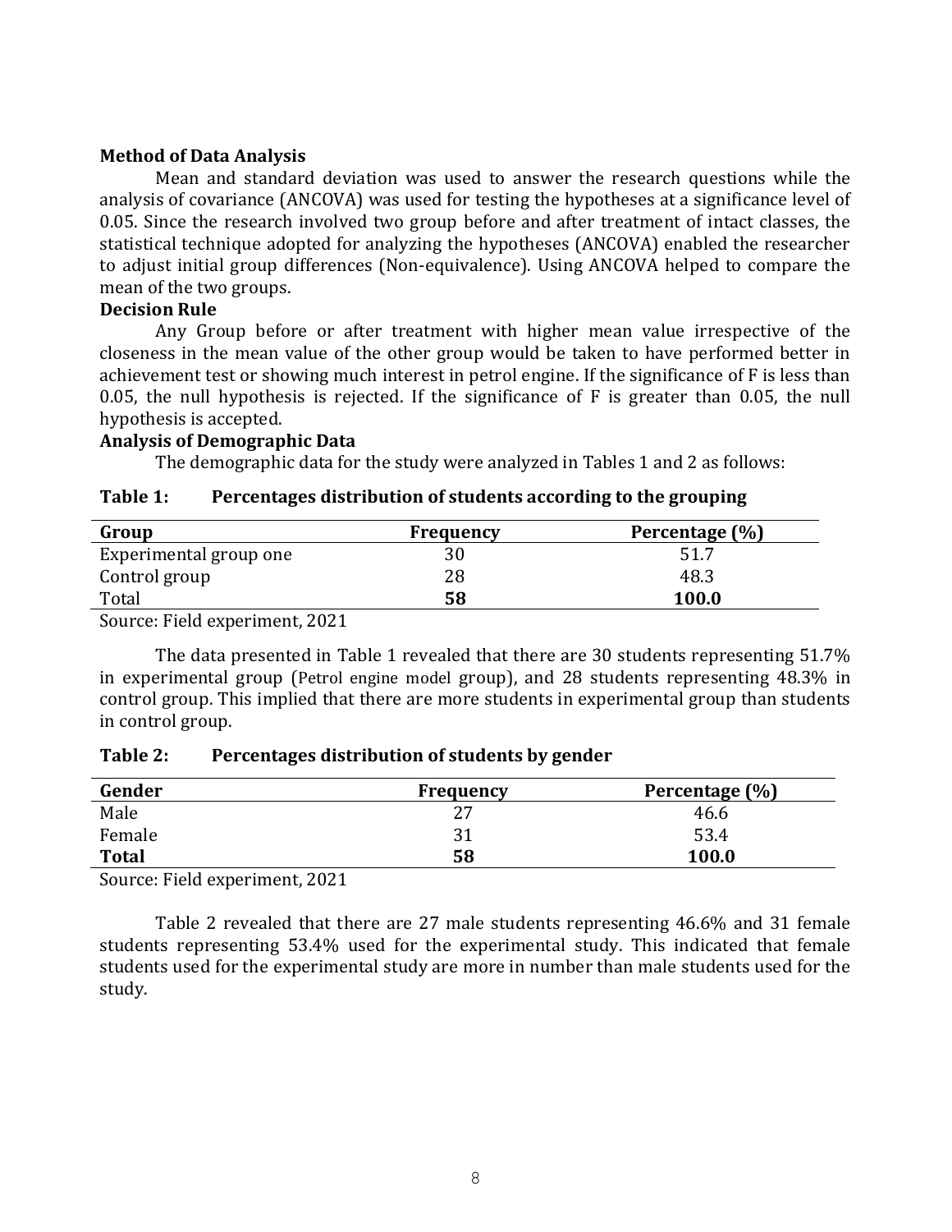**Method of Data Analysis**

Mean and standard deviation was used to answer the research questions while the analysis of covariance (ANCOVA) was used for testing the hypotheses at a significance level of 0.05. Since the research involved two group before and after treatment of intact classes, the statistical technique adopted for analyzing the hypotheses (ANCOVA) enabled the researcher to adjust initial group differences (Non-equivalence). Using ANCOVA helped to compare the mean of the two groups.

**Decision Rule**

Any Group before or after treatment with higher mean value irrespective of the closeness in the mean value of the other group would be taken to have performed better in achievement test or showing much interest in petrol engine. If the significance of F is less than 0.05, the null hypothesis is rejected. If the significance of F is greater than 0.05, the null hypothesis is accepted.

**Analysis of Demographic Data**

The demographic data for the study were analyzed in Tables 1 and 2 as follows:

**Table 1: Percentages distribution of students according to the grouping**

| Group | Frequency | Percentage (%) |
|---|---|---|
| Experimental group one | 30 | 51.7 |
| Control group | 28 | 48.3 |
| Total | **58** | **100.0** |

Source: Field experiment, 2021

The data presented in Table 1 revealed that there are 30 students representing 51.7% in experimental group (Petrol engine model group), and 28 students representing 48.3% in control group. This implied that there are more students in experimental group than students in control group.

**Table 2: Percentages distribution of students by gender**

| Gender | Frequency | Percentage (%) |
|---|---|---|
| Male | 27 | 46.6 |
| Female | 31 | 53.4 |
| **Total** | **58** | **100.0** |

Source: Field experiment, 2021

Table 2 revealed that there are 27 male students representing 46.6% and 31 female students representing 53.4% used for the experimental study. This indicated that female students used for the experimental study are more in number than male students used for the study.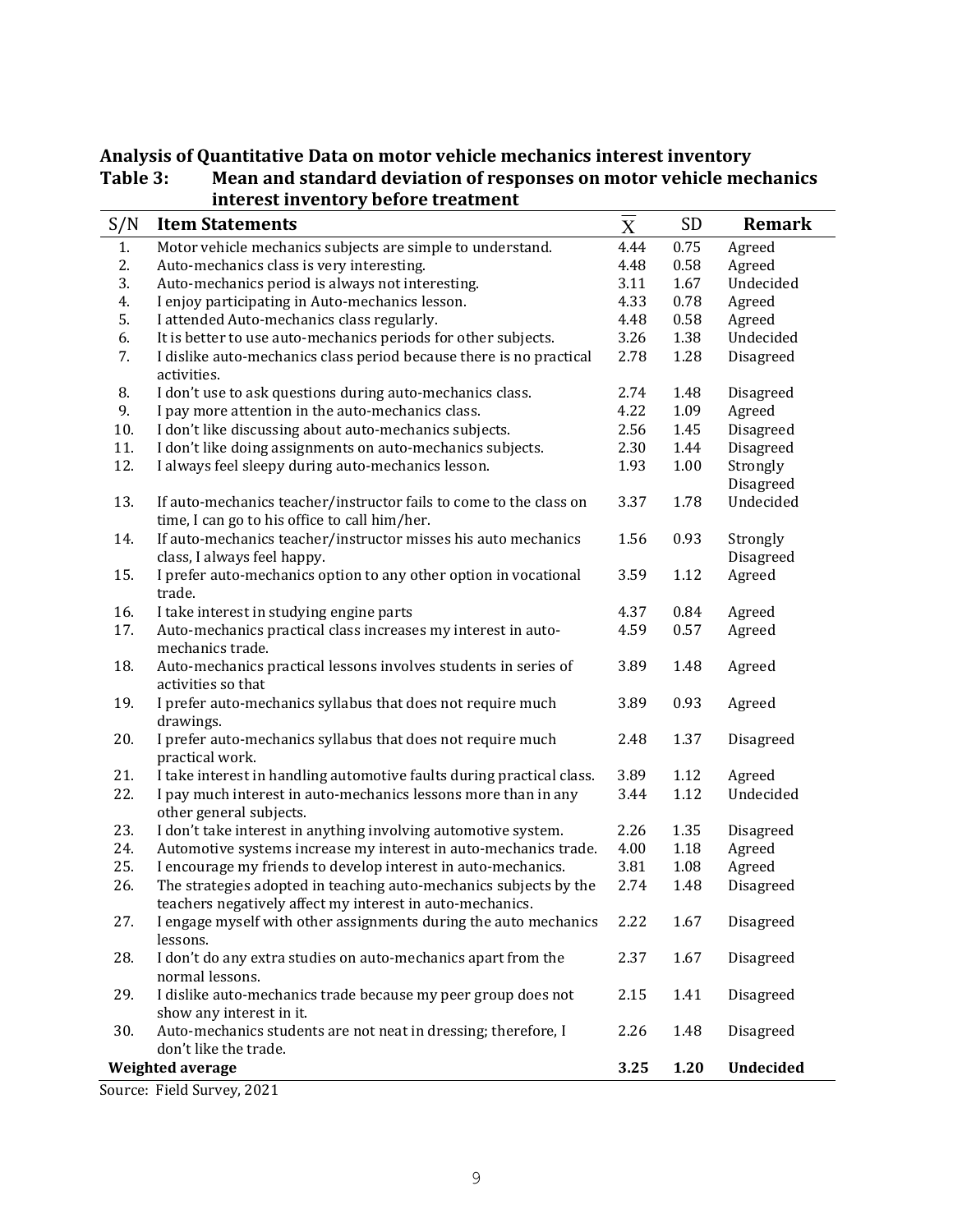**Analysis of Quantitative Data on motor vehicle mechanics interest inventory**

**Table 3: Mean and standard deviation of responses on motor vehicle mechanics interest inventory before treatment**

| S/N | Item Statements | $\overline{X}$ | SD | Remark |
|---|---|---|---|---|
| 1. | Motor vehicle mechanics subjects are simple to understand. | 4.44 | 0.75 | Agreed |
| 2. | Auto-mechanics class is very interesting. | 4.48 | 0.58 | Agreed |
| 3. | Auto-mechanics period is always not interesting. | 3.11 | 1.67 | Undecided |
| 4. | I enjoy participating in Auto-mechanics lesson. | 4.33 | 0.78 | Agreed |
| 5. | I attended Auto-mechanics class regularly. | 4.48 | 0.58 | Agreed |
| 6. | It is better to use auto-mechanics periods for other subjects. | 3.26 | 1.38 | Undecided |
| 7. | I dislike auto-mechanics class period because there is no practical activities. | 2.78 | 1.28 | Disagreed |
| 8. | I don't use to ask questions during auto-mechanics class. | 2.74 | 1.48 | Disagreed |
| 9. | I pay more attention in the auto-mechanics class. | 4.22 | 1.09 | Agreed |
| 10. | I don't like discussing about auto-mechanics subjects. | 2.56 | 1.45 | Disagreed |
| 11. | I don't like doing assignments on auto-mechanics subjects. | 2.30 | 1.44 | Disagreed |
| 12. | I always feel sleepy during auto-mechanics lesson. | 1.93 | 1.00 | Strongly Disagreed |
| 13. | If auto-mechanics teacher/instructor fails to come to the class on time, I can go to his office to call him/her. | 3.37 | 1.78 | Undecided |
| 14. | If auto-mechanics teacher/instructor misses his auto mechanics class, I always feel happy. | 1.56 | 0.93 | Strongly Disagreed |
| 15. | I prefer auto-mechanics option to any other option in vocational trade. | 3.59 | 1.12 | Agreed |
| 16. | I take interest in studying engine parts | 4.37 | 0.84 | Agreed |
| 17. | Auto-mechanics practical class increases my interest in auto-mechanics trade. | 4.59 | 0.57 | Agreed |
| 18. | Auto-mechanics practical lessons involves students in series of activities so that | 3.89 | 1.48 | Agreed |
| 19. | I prefer auto-mechanics syllabus that does not require much drawings. | 3.89 | 0.93 | Agreed |
| 20. | I prefer auto-mechanics syllabus that does not require much practical work. | 2.48 | 1.37 | Disagreed |
| 21. | I take interest in handling automotive faults during practical class. | 3.89 | 1.12 | Agreed |
| 22. | I pay much interest in auto-mechanics lessons more than in any other general subjects. | 3.44 | 1.12 | Undecided |
| 23. | I don't take interest in anything involving automotive system. | 2.26 | 1.35 | Disagreed |
| 24. | Automotive systems increase my interest in auto-mechanics trade. | 4.00 | 1.18 | Agreed |
| 25. | I encourage my friends to develop interest in auto-mechanics. | 3.81 | 1.08 | Agreed |
| 26. | The strategies adopted in teaching auto-mechanics subjects by the teachers negatively affect my interest in auto-mechanics. | 2.74 | 1.48 | Disagreed |
| 27. | I engage myself with other assignments during the auto mechanics lessons. | 2.22 | 1.67 | Disagreed |
| 28. | I don't do any extra studies on auto-mechanics apart from the normal lessons. | 2.37 | 1.67 | Disagreed |
| 29. | I dislike auto-mechanics trade because my peer group does not show any interest in it. | 2.15 | 1.41 | Disagreed |
| 30. | Auto-mechanics students are not neat in dressing; therefore, I don't like the trade. | 2.26 | 1.48 | Disagreed |
| **Weighted average** | | **3.25** | **1.20** | **Undecided** |

Source: Field Survey, 2021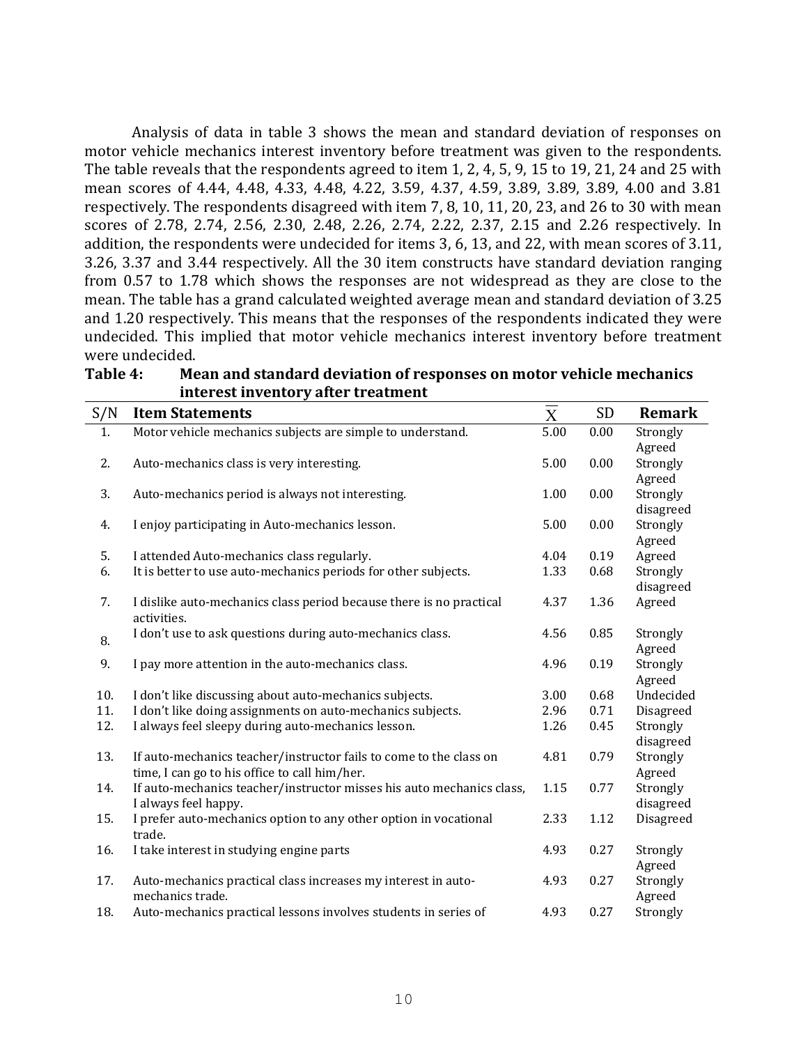Analysis of data in table 3 shows the mean and standard deviation of responses on motor vehicle mechanics interest inventory before treatment was given to the respondents. The table reveals that the respondents agreed to item 1, 2, 4, 5, 9, 15 to 19, 21, 24 and 25 with mean scores of 4.44, 4.48, 4.33, 4.48, 4.22, 3.59, 4.37, 4.59, 3.89, 3.89, 3.89, 4.00 and 3.81 respectively. The respondents disagreed with item 7, 8, 10, 11, 20, 23, and 26 to 30 with mean scores of 2.78, 2.74, 2.56, 2.30, 2.48, 2.26, 2.74, 2.22, 2.37, 2.15 and 2.26 respectively. In addition, the respondents were undecided for items 3, 6, 13, and 22, with mean scores of 3.11, 3.26, 3.37 and 3.44 respectively. All the 30 item constructs have standard deviation ranging from 0.57 to 1.78 which shows the responses are not widespread as they are close to the mean. The table has a grand calculated weighted average mean and standard deviation of 3.25 and 1.20 respectively. This means that the responses of the respondents indicated they were undecided. This implied that motor vehicle mechanics interest inventory before treatment were undecided.

**Table 4: Mean and standard deviation of responses on motor vehicle mechanics interest inventory after treatment**

| S/N | Item Statements | $\overline{X}$ | SD | Remark |
|---|---|---|---|---|
| 1. | Motor vehicle mechanics subjects are simple to understand. | 5.00 | 0.00 | Strongly Agreed |
| 2. | Auto-mechanics class is very interesting. | 5.00 | 0.00 | Strongly Agreed |
| 3. | Auto-mechanics period is always not interesting. | 1.00 | 0.00 | Strongly disagreed |
| 4. | I enjoy participating in Auto-mechanics lesson. | 5.00 | 0.00 | Strongly Agreed |
| 5. | I attended Auto-mechanics class regularly. | 4.04 | 0.19 | Agreed |
| 6. | It is better to use auto-mechanics periods for other subjects. | 1.33 | 0.68 | Strongly disagreed |
| 7. | I dislike auto-mechanics class period because there is no practical activities. | 4.37 | 1.36 | Agreed |
| 8. | I don't use to ask questions during auto-mechanics class. | 4.56 | 0.85 | Strongly Agreed |
| 9. | I pay more attention in the auto-mechanics class. | 4.96 | 0.19 | Strongly Agreed |
| 10. | I don't like discussing about auto-mechanics subjects. | 3.00 | 0.68 | Undecided |
| 11. | I don't like doing assignments on auto-mechanics subjects. | 2.96 | 0.71 | Disagreed |
| 12. | I always feel sleepy during auto-mechanics lesson. | 1.26 | 0.45 | Strongly disagreed |
| 13. | If auto-mechanics teacher/instructor fails to come to the class on time, I can go to his office to call him/her. | 4.81 | 0.79 | Strongly Agreed |
| 14. | If auto-mechanics teacher/instructor misses his auto mechanics class, I always feel happy. | 1.15 | 0.77 | Strongly disagreed |
| 15. | I prefer auto-mechanics option to any other option in vocational trade. | 2.33 | 1.12 | Disagreed |
| 16. | I take interest in studying engine parts | 4.93 | 0.27 | Strongly Agreed |
| 17. | Auto-mechanics practical class increases my interest in auto-mechanics trade. | 4.93 | 0.27 | Strongly Agreed |
| 18. | Auto-mechanics practical lessons involves students in series of | 4.93 | 0.27 | Strongly |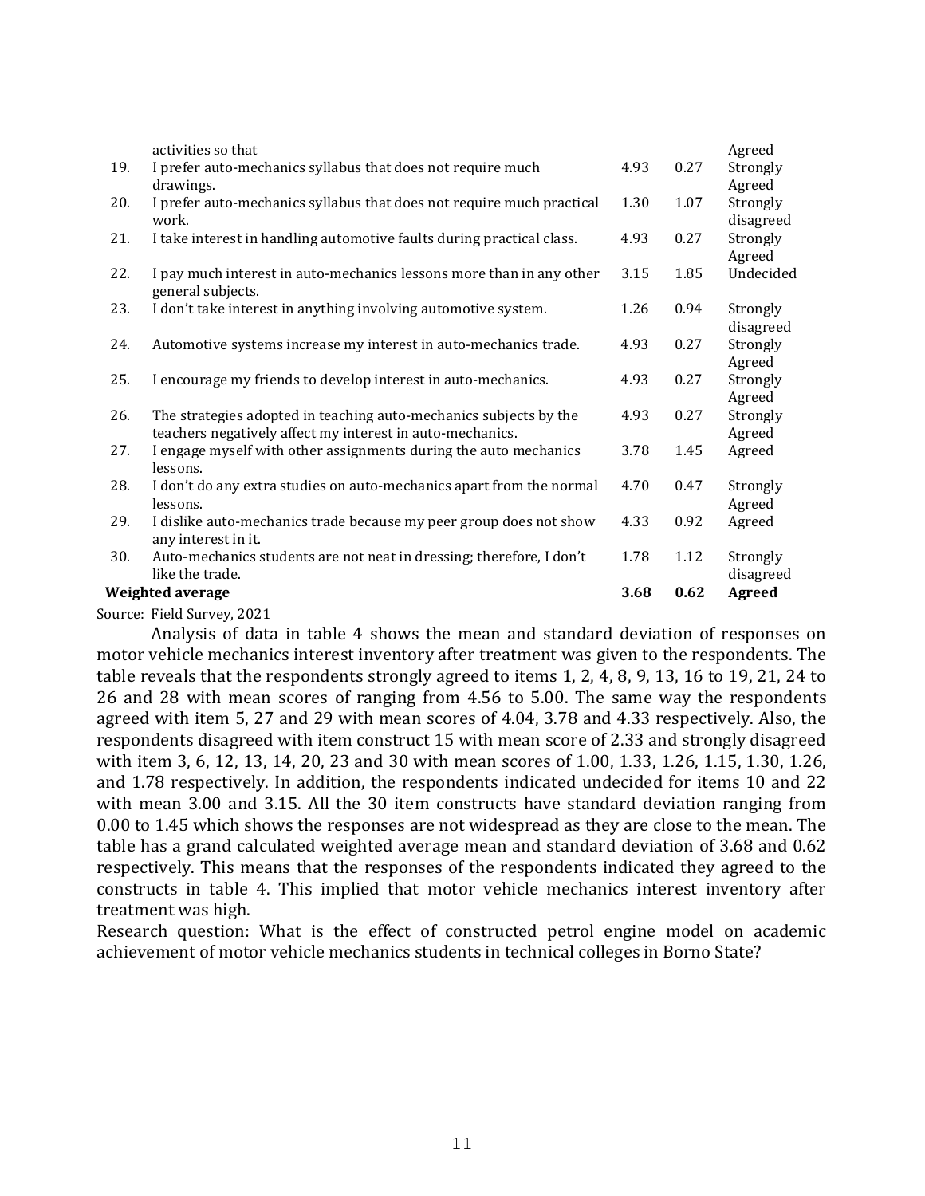| | | | | |
|---|---|---|---|---|
| | activities so that | | | Agreed |
| 19. | I prefer auto-mechanics syllabus that does not require much drawings. | 4.93 | 0.27 | Strongly Agreed |
| 20. | I prefer auto-mechanics syllabus that does not require much practical work. | 1.30 | 1.07 | Strongly disagreed |
| 21. | I take interest in handling automotive faults during practical class. | 4.93 | 0.27 | Strongly Agreed |
| 22. | I pay much interest in auto-mechanics lessons more than in any other general subjects. | 3.15 | 1.85 | Undecided |
| 23. | I don't take interest in anything involving automotive system. | 1.26 | 0.94 | Strongly disagreed |
| 24. | Automotive systems increase my interest in auto-mechanics trade. | 4.93 | 0.27 | Strongly Agreed |
| 25. | I encourage my friends to develop interest in auto-mechanics. | 4.93 | 0.27 | Strongly Agreed |
| 26. | The strategies adopted in teaching auto-mechanics subjects by the teachers negatively affect my interest in auto-mechanics. | 4.93 | 0.27 | Strongly Agreed |
| 27. | I engage myself with other assignments during the auto mechanics lessons. | 3.78 | 1.45 | Agreed |
| 28. | I don't do any extra studies on auto-mechanics apart from the normal lessons. | 4.70 | 0.47 | Strongly Agreed |
| 29. | I dislike auto-mechanics trade because my peer group does not show any interest in it. | 4.33 | 0.92 | Agreed |
| 30. | Auto-mechanics students are not neat in dressing; therefore, I don't like the trade. | 1.78 | 1.12 | Strongly disagreed |
| **Weighted average** | | **3.68** | **0.62** | **Agreed** |

Source: Field Survey, 2021

Analysis of data in table 4 shows the mean and standard deviation of responses on motor vehicle mechanics interest inventory after treatment was given to the respondents. The table reveals that the respondents strongly agreed to items 1, 2, 4, 8, 9, 13, 16 to 19, 21, 24 to 26 and 28 with mean scores of ranging from 4.56 to 5.00. The same way the respondents agreed with item 5, 27 and 29 with mean scores of 4.04, 3.78 and 4.33 respectively. Also, the respondents disagreed with item construct 15 with mean score of 2.33 and strongly disagreed with item 3, 6, 12, 13, 14, 20, 23 and 30 with mean scores of 1.00, 1.33, 1.26, 1.15, 1.30, 1.26, and 1.78 respectively. In addition, the respondents indicated undecided for items 10 and 22 with mean 3.00 and 3.15. All the 30 item constructs have standard deviation ranging from 0.00 to 1.45 which shows the responses are not widespread as they are close to the mean. The table has a grand calculated weighted average mean and standard deviation of 3.68 and 0.62 respectively. This means that the responses of the respondents indicated they agreed to the constructs in table 4. This implied that motor vehicle mechanics interest inventory after treatment was high.

Research question: What is the effect of constructed petrol engine model on academic achievement of motor vehicle mechanics students in technical colleges in Borno State?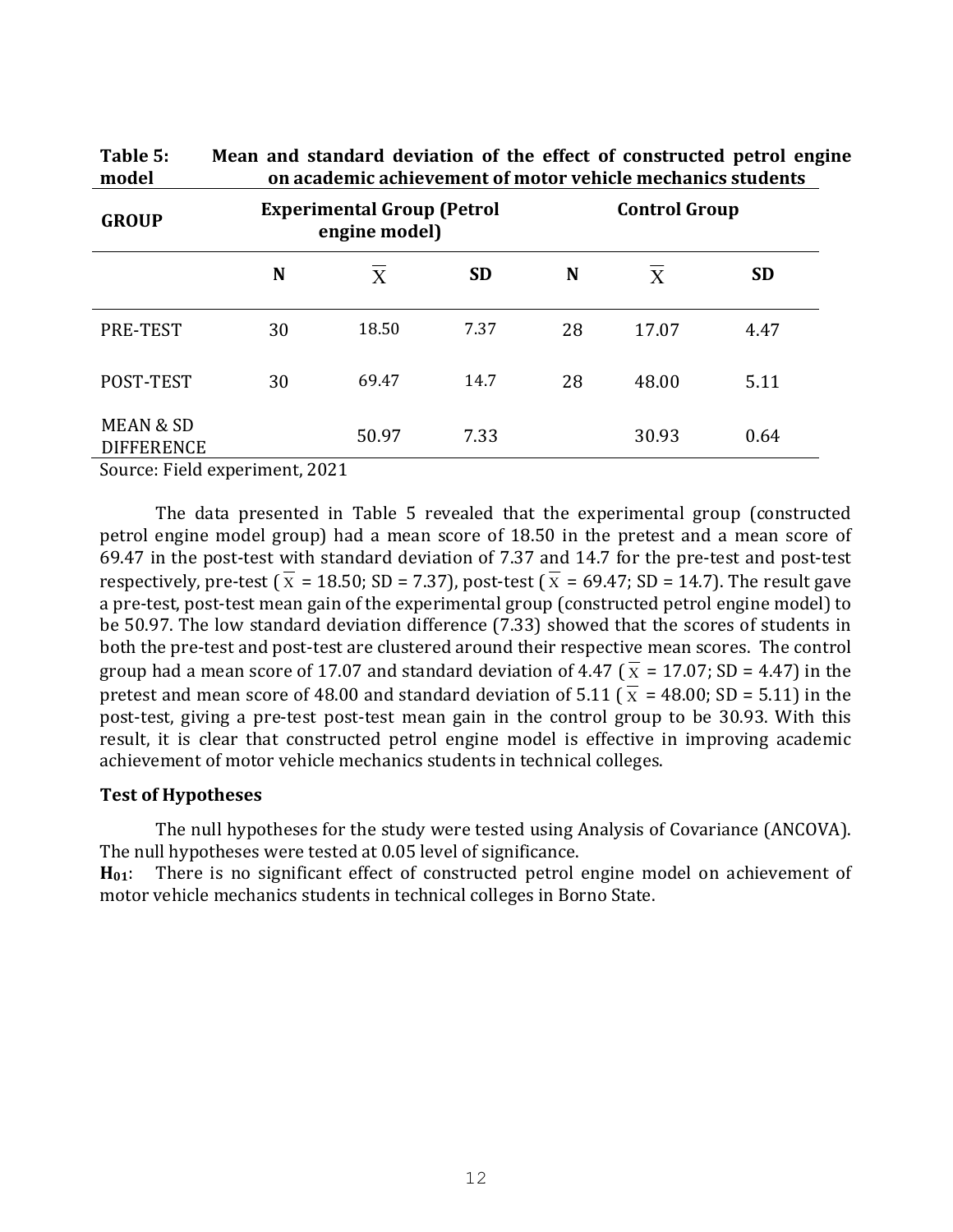**Table 5: Mean and standard deviation of the effect of constructed petrol engine model on academic achievement of motor vehicle mechanics students**

| GROUP | Experimental Group (Petrol engine model) | | | Control Group | | |
|---|---|---|---|---|---|---|
| | N | $\overline{X}$ | SD | N | $\overline{X}$ | SD |
| PRE-TEST | 30 | 18.50 | 7.37 | 28 | 17.07 | 4.47 |
| POST-TEST | 30 | 69.47 | 14.7 | 28 | 48.00 | 5.11 |
| MEAN & SD DIFFERENCE | | 50.97 | 7.33 | | 30.93 | 0.64 |

Source: Field experiment, 2021

The data presented in Table 5 revealed that the experimental group (constructed petrol engine model group) had a mean score of 18.50 in the pretest and a mean score of 69.47 in the post-test with standard deviation of 7.37 and 14.7 for the pre-test and post-test respectively, pre-test ($\overline{X}$ = 18.50; SD = 7.37), post-test ($\overline{X}$ = 69.47; SD = 14.7). The result gave a pre-test, post-test mean gain of the experimental group (constructed petrol engine model) to be 50.97. The low standard deviation difference (7.33) showed that the scores of students in both the pre-test and post-test are clustered around their respective mean scores. The control group had a mean score of 17.07 and standard deviation of 4.47 ($\overline{X}$ = 17.07; SD = 4.47) in the pretest and mean score of 48.00 and standard deviation of 5.11 ($\overline{X}$ = 48.00; SD = 5.11) in the post-test, giving a pre-test post-test mean gain in the control group to be 30.93. With this result, it is clear that constructed petrol engine model is effective in improving academic achievement of motor vehicle mechanics students in technical colleges.

### Test of Hypotheses

The null hypotheses for the study were tested using Analysis of Covariance (ANCOVA). The null hypotheses were tested at 0.05 level of significance.

**$H_{01}$**: There is no significant effect of constructed petrol engine model on achievement of motor vehicle mechanics students in technical colleges in Borno State.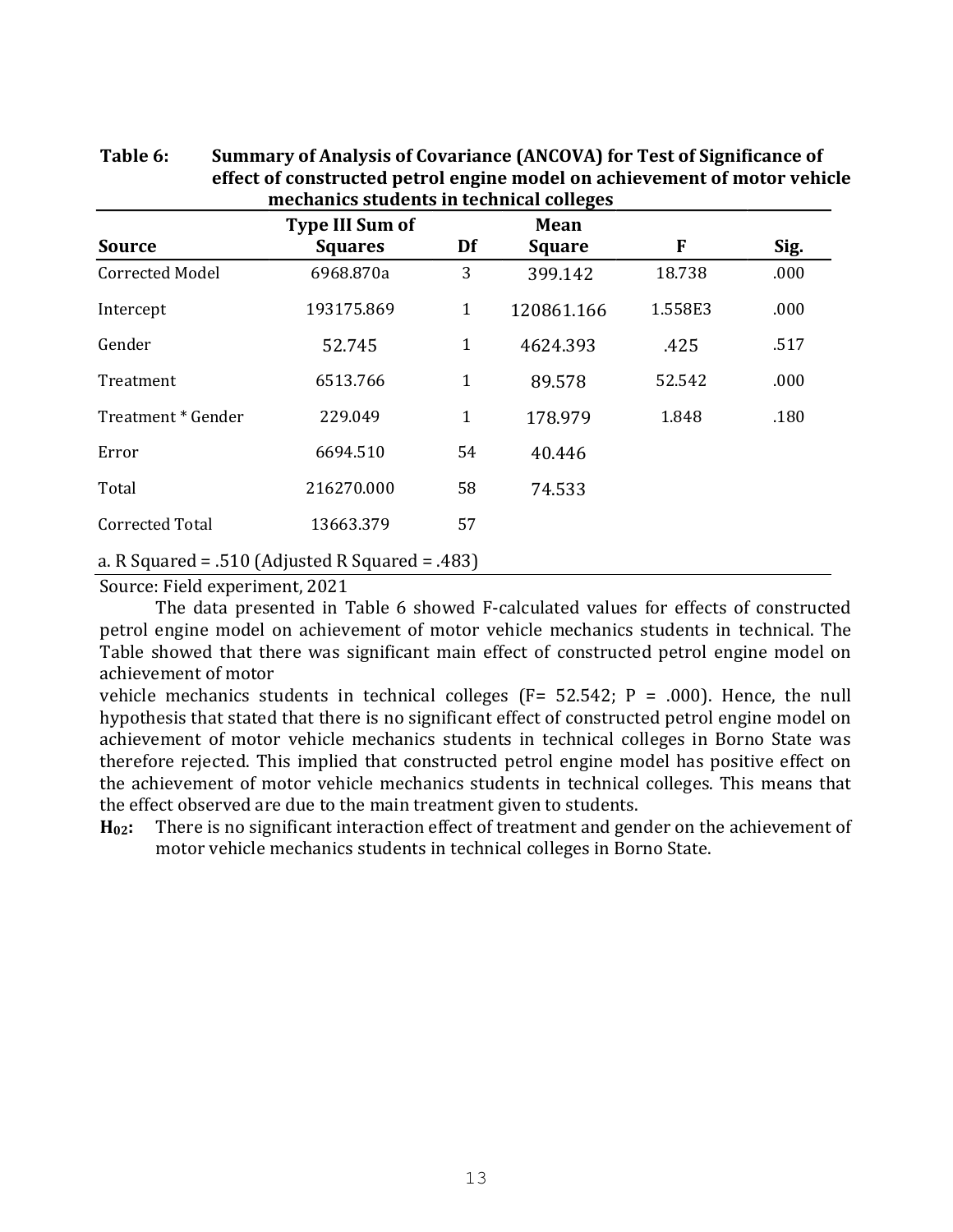**Table 6: Summary of Analysis of Covariance (ANCOVA) for Test of Significance of effect of constructed petrol engine model on achievement of motor vehicle mechanics students in technical colleges**

| Source | Type III Sum of Squares | Df | Mean Square | F | Sig. |
|---|---|---|---|---|---|
| Corrected Model | 6968.870a | 3 | 399.142 | 18.738 | .000 |
| Intercept | 193175.869 | 1 | 120861.166 | 1.558E3 | .000 |
| Gender | 52.745 | 1 | 4624.393 | .425 | .517 |
| Treatment | 6513.766 | 1 | 89.578 | 52.542 | .000 |
| Treatment * Gender | 229.049 | 1 | 178.979 | 1.848 | .180 |
| Error | 6694.510 | 54 | 40.446 | | |
| Total | 216270.000 | 58 | 74.533 | | |
| Corrected Total | 13663.379 | 57 | | | |

a. R Squared = .510 (Adjusted R Squared = .483)

Source: Field experiment, 2021

The data presented in Table 6 showed F-calculated values for effects of constructed petrol engine model on achievement of motor vehicle mechanics students in technical. The Table showed that there was significant main effect of constructed petrol engine model on achievement of motor vehicle mechanics students in technical colleges (F= 52.542; P = .000). Hence, the null hypothesis that stated that there is no significant effect of constructed petrol engine model on achievement of motor vehicle mechanics students in technical colleges in Borno State was therefore rejected. This implied that constructed petrol engine model has positive effect on the achievement of motor vehicle mechanics students in technical colleges. This means that the effect observed are due to the main treatment given to students.

**$H_{02}$:** There is no significant interaction effect of treatment and gender on the achievement of motor vehicle mechanics students in technical colleges in Borno State.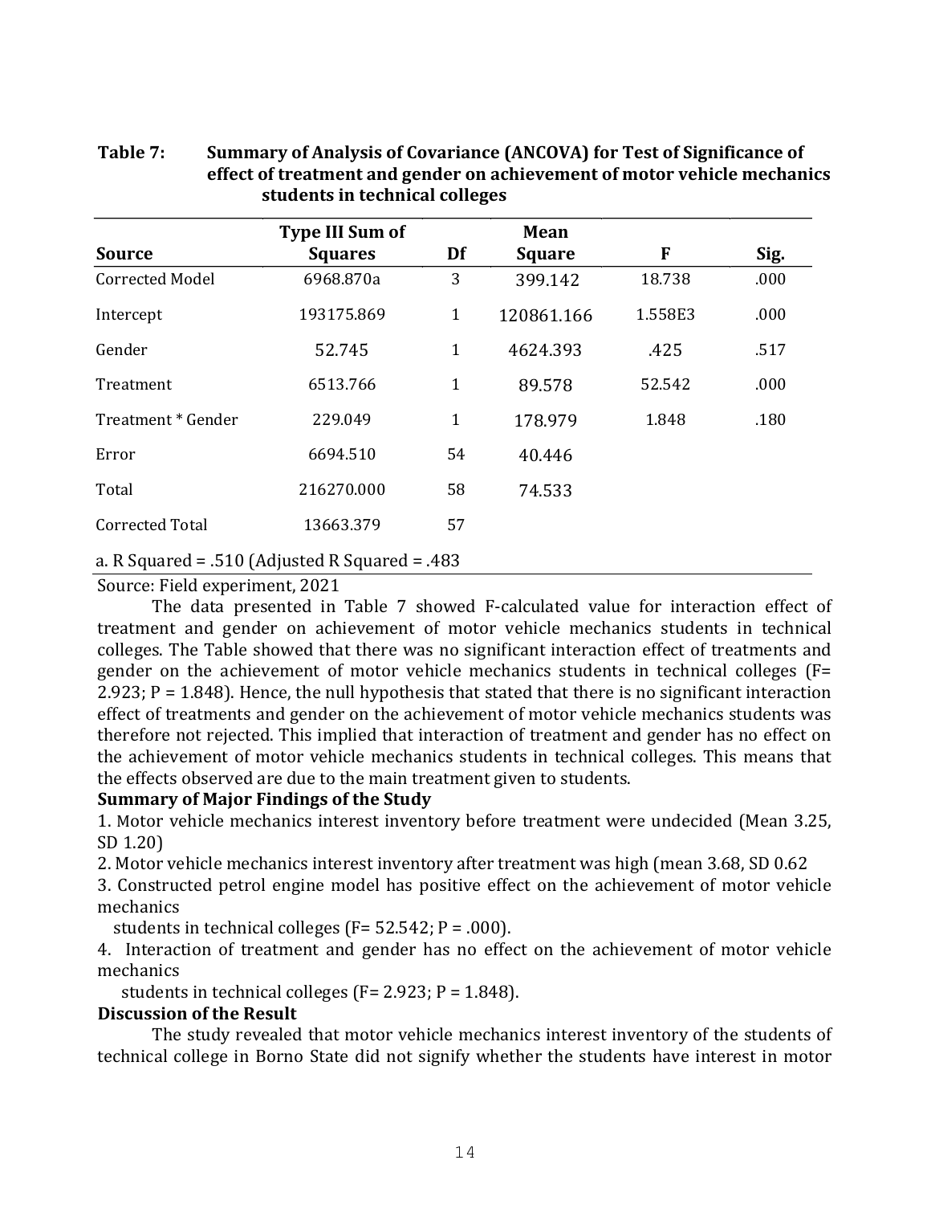**Table 7: Summary of Analysis of Covariance (ANCOVA) for Test of Significance of effect of treatment and gender on achievement of motor vehicle mechanics students in technical colleges**

| Source | Type III Sum of Squares | Df | Mean Square | F | Sig. |
|---|---|---|---|---|---|
| Corrected Model | 6968.870a | 3 | 399.142 | 18.738 | .000 |
| Intercept | 193175.869 | 1 | 120861.166 | 1.558E3 | .000 |
| Gender | 52.745 | 1 | 4624.393 | .425 | .517 |
| Treatment | 6513.766 | 1 | 89.578 | 52.542 | .000 |
| Treatment * Gender | 229.049 | 1 | 178.979 | 1.848 | .180 |
| Error | 6694.510 | 54 | 40.446 | | |
| Total | 216270.000 | 58 | 74.533 | | |
| Corrected Total | 13663.379 | 57 | | | |

a. R Squared = .510 (Adjusted R Squared = .483

Source: Field experiment, 2021

The data presented in Table 7 showed F-calculated value for interaction effect of treatment and gender on achievement of motor vehicle mechanics students in technical colleges. The Table showed that there was no significant interaction effect of treatments and gender on the achievement of motor vehicle mechanics students in technical colleges (F= 2.923; P = 1.848). Hence, the null hypothesis that stated that there is no significant interaction effect of treatments and gender on the achievement of motor vehicle mechanics students was therefore not rejected. This implied that interaction of treatment and gender has no effect on the achievement of motor vehicle mechanics students in technical colleges. This means that the effects observed are due to the main treatment given to students.

**Summary of Major Findings of the Study**

1. Motor vehicle mechanics interest inventory before treatment were undecided (Mean 3.25, SD 1.20)
2. Motor vehicle mechanics interest inventory after treatment was high (mean 3.68, SD 0.62
3. Constructed petrol engine model has positive effect on the achievement of motor vehicle mechanics students in technical colleges (F= 52.542; P = .000).
4. Interaction of treatment and gender has no effect on the achievement of motor vehicle mechanics students in technical colleges (F= 2.923; P = 1.848).

**Discussion of the Result**

The study revealed that motor vehicle mechanics interest inventory of the students of technical college in Borno State did not signify whether the students have interest in motor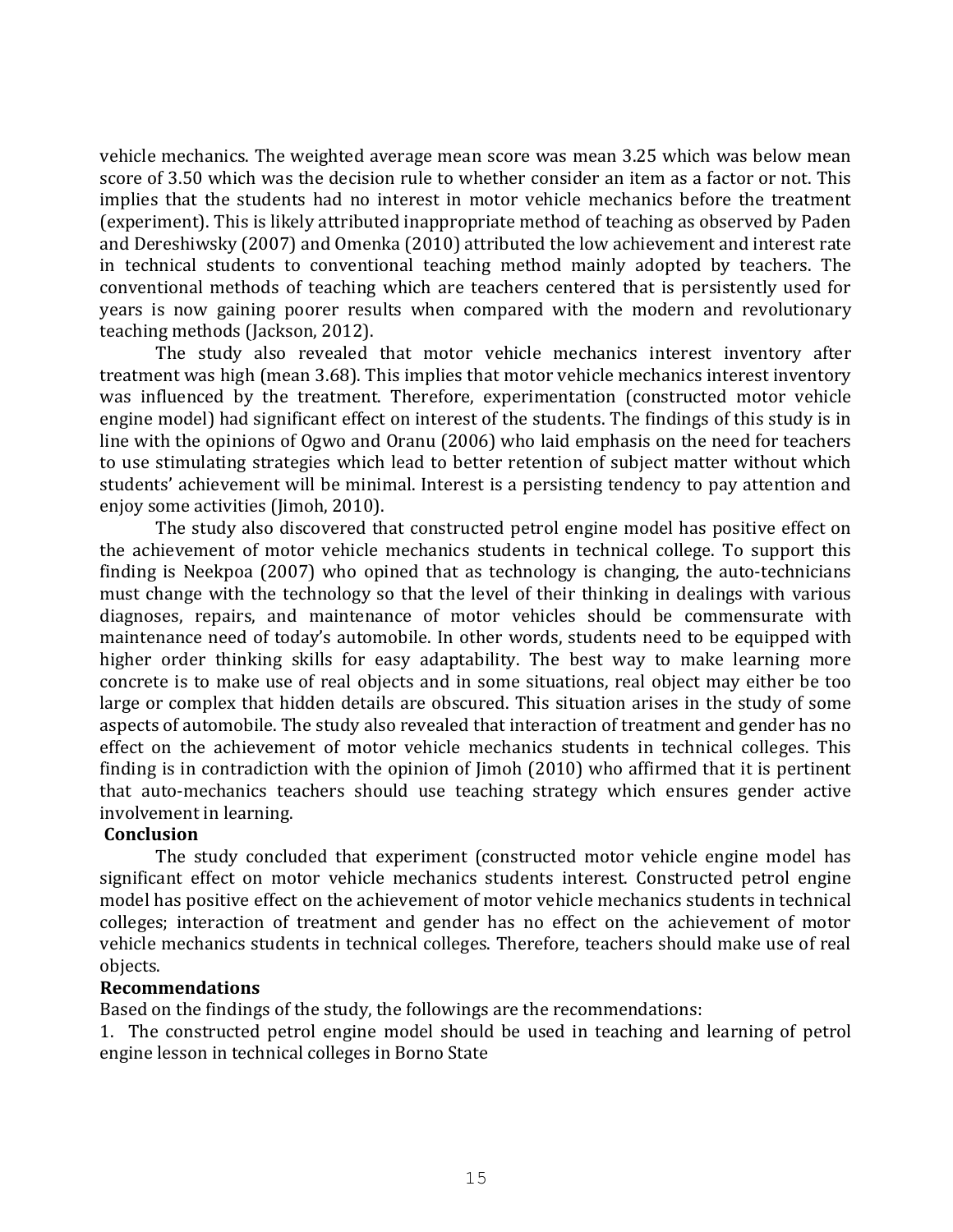vehicle mechanics. The weighted average mean score was mean 3.25 which was below mean score of 3.50 which was the decision rule to whether consider an item as a factor or not. This implies that the students had no interest in motor vehicle mechanics before the treatment (experiment). This is likely attributed inappropriate method of teaching as observed by Paden and Dereshiwsky (2007) and Omenka (2010) attributed the low achievement and interest rate in technical students to conventional teaching method mainly adopted by teachers. The conventional methods of teaching which are teachers centered that is persistently used for years is now gaining poorer results when compared with the modern and revolutionary teaching methods (Jackson, 2012).

The study also revealed that motor vehicle mechanics interest inventory after treatment was high (mean 3.68). This implies that motor vehicle mechanics interest inventory was influenced by the treatment. Therefore, experimentation (constructed motor vehicle engine model) had significant effect on interest of the students. The findings of this study is in line with the opinions of Ogwo and Oranu (2006) who laid emphasis on the need for teachers to use stimulating strategies which lead to better retention of subject matter without which students' achievement will be minimal. Interest is a persisting tendency to pay attention and enjoy some activities (Jimoh, 2010).

The study also discovered that constructed petrol engine model has positive effect on the achievement of motor vehicle mechanics students in technical college. To support this finding is Neekpoa (2007) who opined that as technology is changing, the auto-technicians must change with the technology so that the level of their thinking in dealings with various diagnoses, repairs, and maintenance of motor vehicles should be commensurate with maintenance need of today's automobile. In other words, students need to be equipped with higher order thinking skills for easy adaptability. The best way to make learning more concrete is to make use of real objects and in some situations, real object may either be too large or complex that hidden details are obscured. This situation arises in the study of some aspects of automobile. The study also revealed that interaction of treatment and gender has no effect on the achievement of motor vehicle mechanics students in technical colleges. This finding is in contradiction with the opinion of Jimoh (2010) who affirmed that it is pertinent that auto-mechanics teachers should use teaching strategy which ensures gender active involvement in learning.

**Conclusion**

The study concluded that experiment (constructed motor vehicle engine model has significant effect on motor vehicle mechanics students interest. Constructed petrol engine model has positive effect on the achievement of motor vehicle mechanics students in technical colleges; interaction of treatment and gender has no effect on the achievement of motor vehicle mechanics students in technical colleges. Therefore, teachers should make use of real objects.

**Recommendations**

Based on the findings of the study, the followings are the recommendations:

1. The constructed petrol engine model should be used in teaching and learning of petrol engine lesson in technical colleges in Borno State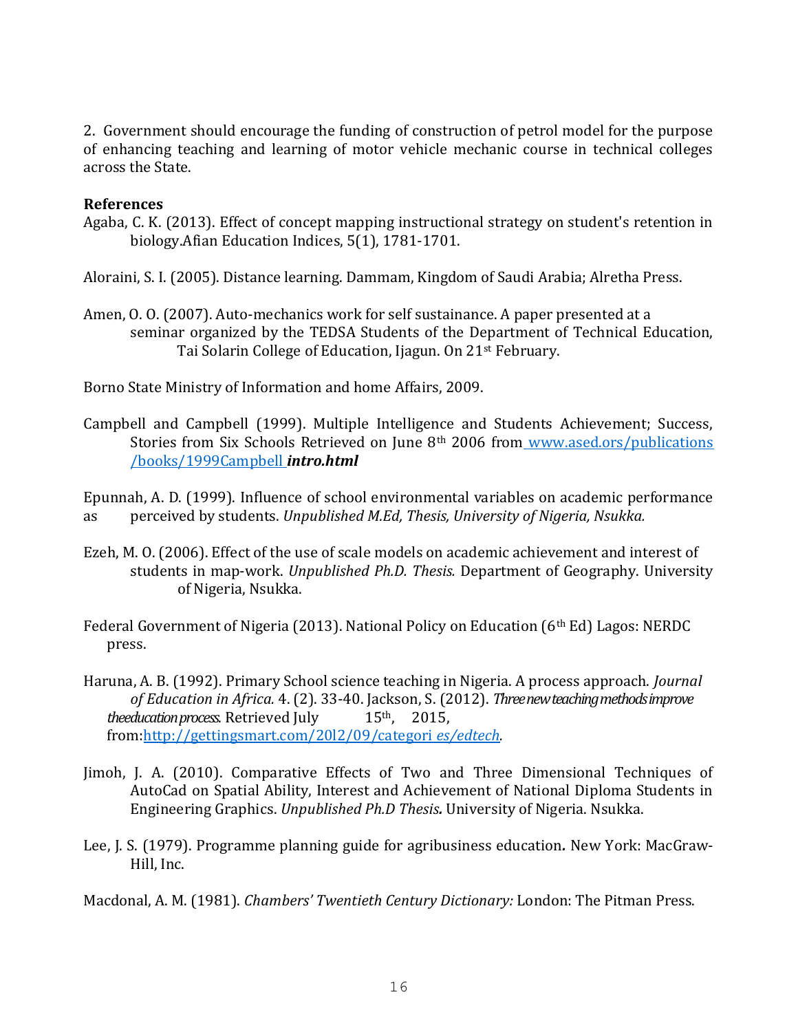2. Government should encourage the funding of construction of petrol model for the purpose of enhancing teaching and learning of motor vehicle mechanic course in technical colleges across the State.

**References**

Agaba, C. K. (2013). Effect of concept mapping instructional strategy on student's retention in biology.Afian Education Indices, 5(1), 1781-1701.

Aloraini, S. I. (2005). Distance learning. Dammam, Kingdom of Saudi Arabia; Alretha Press.

Amen, O. O. (2007). Auto-mechanics work for self sustainance. A paper presented at a seminar organized by the TEDSA Students of the Department of Technical Education, Tai Solarin College of Education, Ijagun. On 21st February.

Borno State Ministry of Information and home Affairs, 2009.

Campbell and Campbell (1999). Multiple Intelligence and Students Achievement; Success, Stories from Six Schools Retrieved on June 8th 2006 from www.ased.ors/publications /books/1999Campbell ***intro.html***

Epunnah, A. D. (1999). Influence of school environmental variables on academic performance as perceived by students. *Unpublished M.Ed, Thesis, University of Nigeria, Nsukka.*

Ezeh, M. O. (2006). Effect of the use of scale models on academic achievement and interest of students in map-work. *Unpublished Ph.D. Thesis.* Department of Geography. University of Nigeria, Nsukka.

Federal Government of Nigeria (2013). National Policy on Education (6th Ed) Lagos: NERDC press.

Haruna, A. B. (1992). Primary School science teaching in Nigeria. A process approach. *Journal of Education in Africa.* 4. (2). 33-40. Jackson, S. (2012). *Three new teaching methods improve theeducation process.* Retrieved July 15th, 2015, from:http://gettingsmart.com/20l2/09/categori es/edtech.

Jimoh, J. A. (2010). Comparative Effects of Two and Three Dimensional Techniques of AutoCad on Spatial Ability, Interest and Achievement of National Diploma Students in Engineering Graphics. *Unpublished Ph.D Thesis.* University of Nigeria. Nsukka.

Lee, J. S. (1979). Programme planning guide for agribusiness education. New York: MacGraw-Hill, Inc.

Macdonal, A. M. (1981). *Chambers' Twentieth Century Dictionary:* London: The Pitman Press.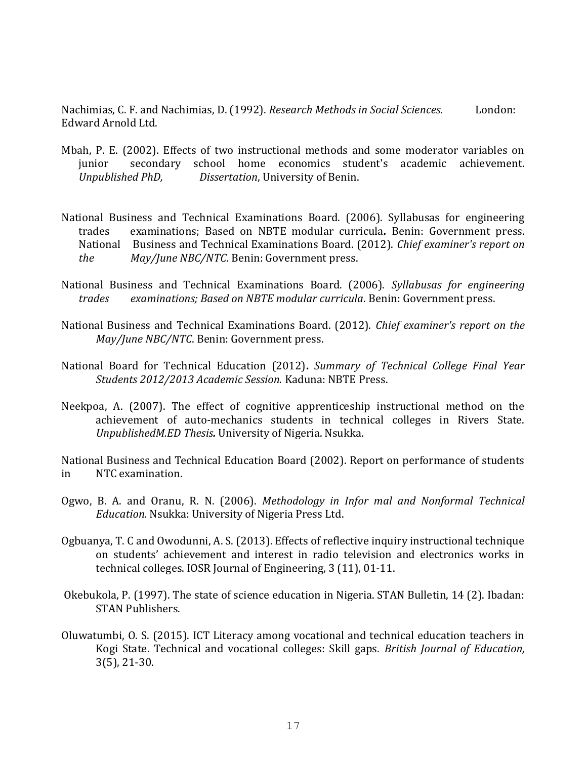Nachimias, C. F. and Nachimias, D. (1992). *Research Methods in Social Sciences.* London: Edward Arnold Ltd.

Mbah, P. E. (2002). Effects of two instructional methods and some moderator variables on junior secondary school home economics student's academic achievement. *Unpublished PhD, Dissertation*, University of Benin.

National Business and Technical Examinations Board. (2006). Syllabusas for engineering trades examinations; Based on NBTE modular curricula**.** Benin: Government press. National Business and Technical Examinations Board. (2012). *Chief examiner's report on the May/June NBC/NTC*. Benin: Government press.

National Business and Technical Examinations Board. (2006). *Syllabusas for engineering trades examinations; Based on NBTE modular curricula*. Benin: Government press.

National Business and Technical Examinations Board. (2012). *Chief examiner's report on the May/June NBC/NTC*. Benin: Government press.

National Board for Technical Education (2012)**.** *Summary of Technical College Final Year Students 2012/2013 Academic Session.* Kaduna: NBTE Press.

Neekpoa, A. (2007). The effect of cognitive apprenticeship instructional method on the achievement of auto-mechanics students in technical colleges in Rivers State. *UnpublishedM.ED Thesis***.** University of Nigeria. Nsukka.

National Business and Technical Education Board (2002). Report on performance of students in NTC examination.

Ogwo, B. A. and Oranu, R. N. (2006). *Methodology in Infor mal and Nonformal Technical Education.* Nsukka: University of Nigeria Press Ltd.

Ogbuanya, T. C and Owodunni, A. S. (2013). Effects of reflective inquiry instructional technique on students' achievement and interest in radio television and electronics works in technical colleges. IOSR Journal of Engineering, 3 (11), 01-11.

Okebukola, P. (1997). The state of science education in Nigeria. STAN Bulletin, 14 (2). Ibadan: STAN Publishers.

Oluwatumbi, O. S. (2015). ICT Literacy among vocational and technical education teachers in Kogi State. Technical and vocational colleges: Skill gaps. *British Journal of Education,* 3(5), 21-30.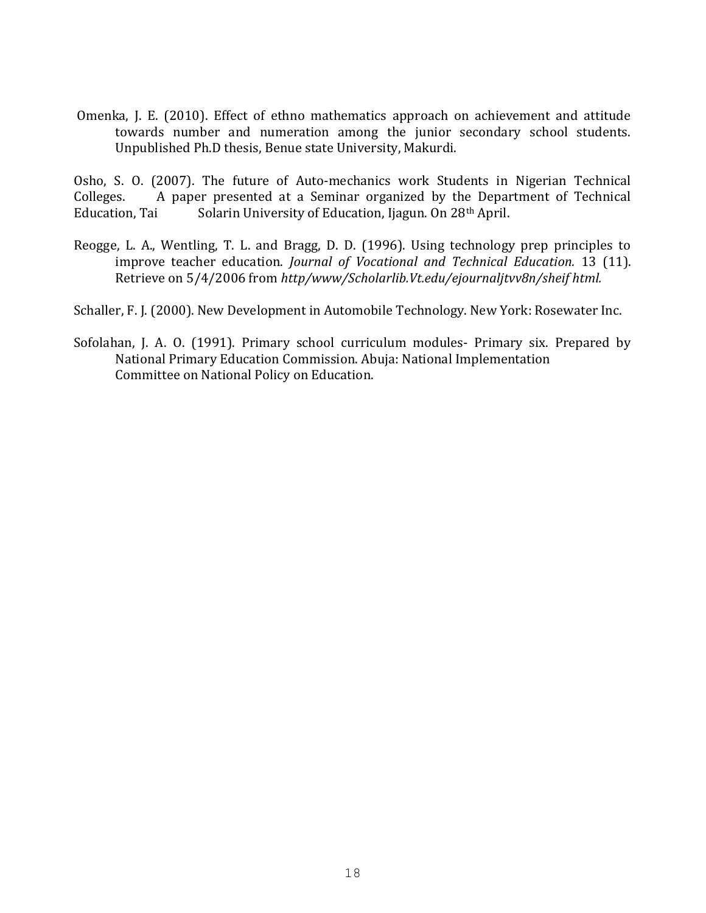Omenka, J. E. (2010). Effect of ethno mathematics approach on achievement and attitude towards number and numeration among the junior secondary school students. Unpublished Ph.D thesis, Benue state University, Makurdi.

Osho, S. O. (2007). The future of Auto-mechanics work Students in Nigerian Technical Colleges. A paper presented at a Seminar organized by the Department of Technical Education, Tai Solarin University of Education, Ijagun. On 28th April.

Reogge, L. A., Wentling, T. L. and Bragg, D. D. (1996). Using technology prep principles to improve teacher education. *Journal of Vocational and Technical Education.* 13 (11). Retrieve on 5/4/2006 from *http/www/Scholarlib.Vt.edu/ejournaljtvv8n/sheif html.*

Schaller, F. J. (2000). New Development in Automobile Technology. New York: Rosewater Inc.

Sofolahan, J. A. O. (1991). Primary school curriculum modules- Primary six. Prepared by National Primary Education Commission. Abuja: National Implementation Committee on National Policy on Education.